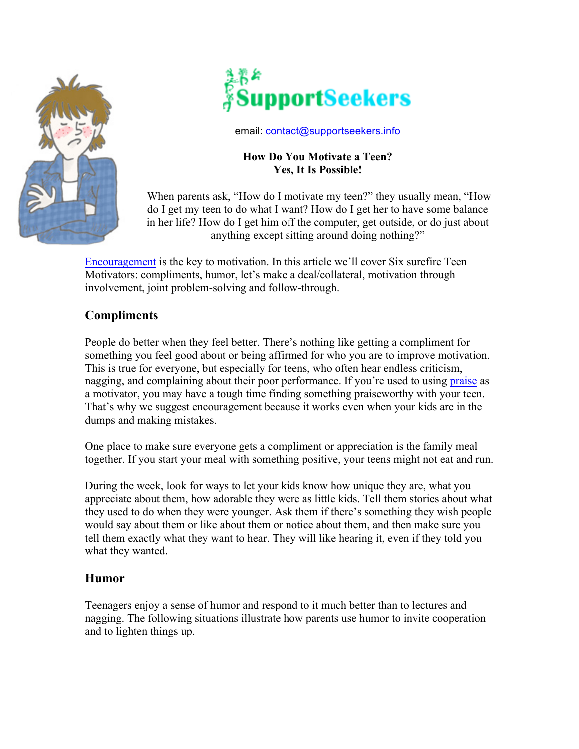SupportSeekers

email: contact@supportseekers.info

**How Do You Motivate a Teen?**
**Yes, It Is Possible!**

When parents ask, "How do I motivate my teen?" they usually mean, "How do I get my teen to do what I want? How do I get her to have some balance in her life? How do I get him off the computer, get outside, or do just about anything except sitting around doing nothing?"

Encouragement is the key to motivation. In this article we'll cover Six surefire Teen Motivators: compliments, humor, let's make a deal/collateral, motivation through involvement, joint problem-solving and follow-through.

## Compliments

People do better when they feel better. There's nothing like getting a compliment for something you feel good about or being affirmed for who you are to improve motivation. This is true for everyone, but especially for teens, who often hear endless criticism, nagging, and complaining about their poor performance. If you're used to using praise as a motivator, you may have a tough time finding something praiseworthy with your teen. That's why we suggest encouragement because it works even when your kids are in the dumps and making mistakes.

One place to make sure everyone gets a compliment or appreciation is the family meal together. If you start your meal with something positive, your teens might not eat and run.

During the week, look for ways to let your kids know how unique they are, what you appreciate about them, how adorable they were as little kids. Tell them stories about what they used to do when they were younger. Ask them if there's something they wish people would say about them or like about them or notice about them, and then make sure you tell them exactly what they want to hear. They will like hearing it, even if they told you what they wanted.

## Humor

Teenagers enjoy a sense of humor and respond to it much better than to lectures and nagging. The following situations illustrate how parents use humor to invite cooperation and to lighten things up.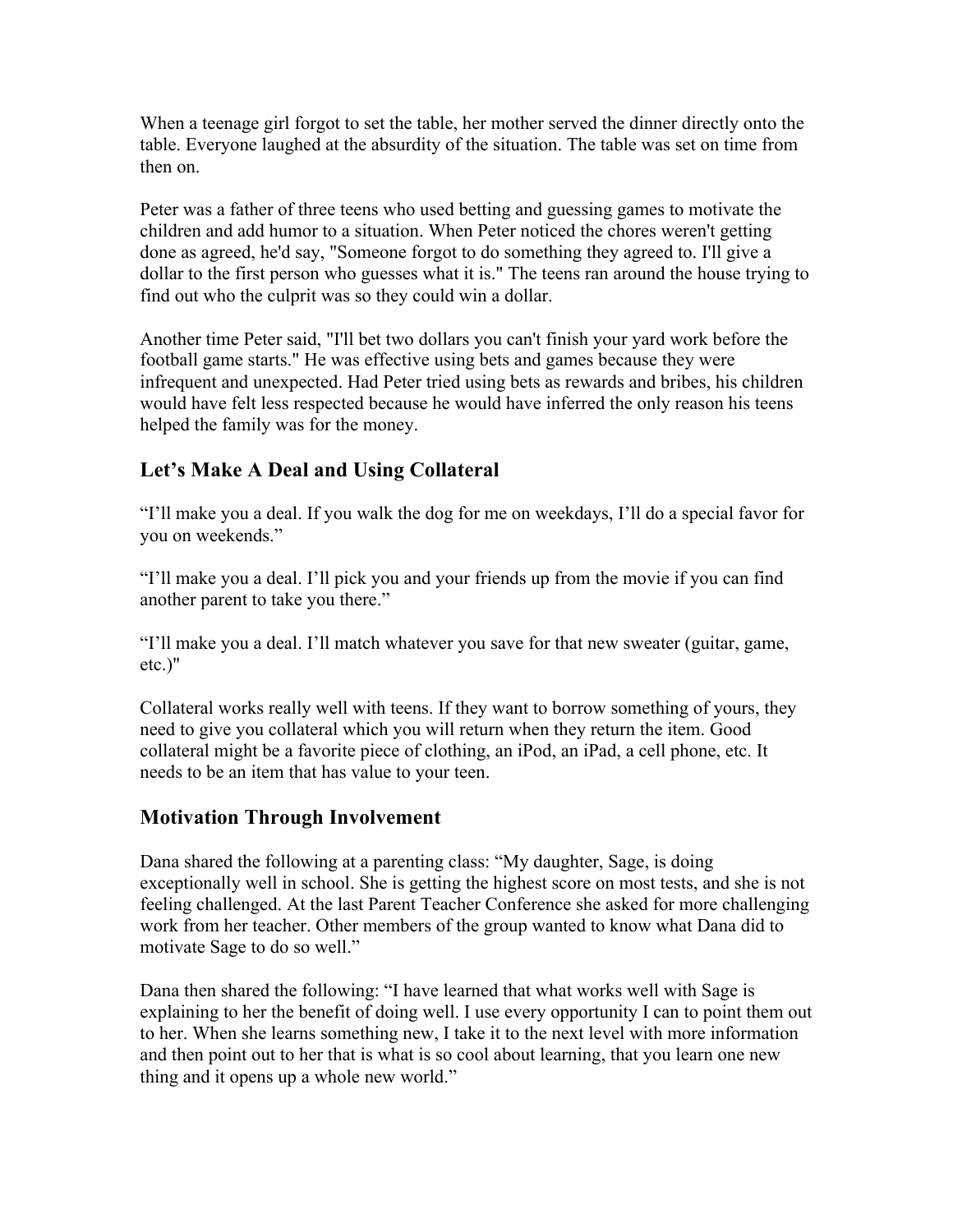When a teenage girl forgot to set the table, her mother served the dinner directly onto the table. Everyone laughed at the absurdity of the situation. The table was set on time from then on.

Peter was a father of three teens who used betting and guessing games to motivate the children and add humor to a situation. When Peter noticed the chores weren't getting done as agreed, he'd say, "Someone forgot to do something they agreed to. I'll give a dollar to the first person who guesses what it is." The teens ran around the house trying to find out who the culprit was so they could win a dollar.

Another time Peter said, "I'll bet two dollars you can't finish your yard work before the football game starts." He was effective using bets and games because they were infrequent and unexpected. Had Peter tried using bets as rewards and bribes, his children would have felt less respected because he would have inferred the only reason his teens helped the family was for the money.

## Let's Make A Deal and Using Collateral

"I'll make you a deal. If you walk the dog for me on weekdays, I'll do a special favor for you on weekends."

"I'll make you a deal. I'll pick you and your friends up from the movie if you can find another parent to take you there."

"I'll make you a deal. I'll match whatever you save for that new sweater (guitar, game, etc.)"

Collateral works really well with teens. If they want to borrow something of yours, they need to give you collateral which you will return when they return the item. Good collateral might be a favorite piece of clothing, an iPod, an iPad, a cell phone, etc. It needs to be an item that has value to your teen.

## Motivation Through Involvement

Dana shared the following at a parenting class: "My daughter, Sage, is doing exceptionally well in school. She is getting the highest score on most tests, and she is not feeling challenged. At the last Parent Teacher Conference she asked for more challenging work from her teacher. Other members of the group wanted to know what Dana did to motivate Sage to do so well."

Dana then shared the following: "I have learned that what works well with Sage is explaining to her the benefit of doing well. I use every opportunity I can to point them out to her. When she learns something new, I take it to the next level with more information and then point out to her that is what is so cool about learning, that you learn one new thing and it opens up a whole new world."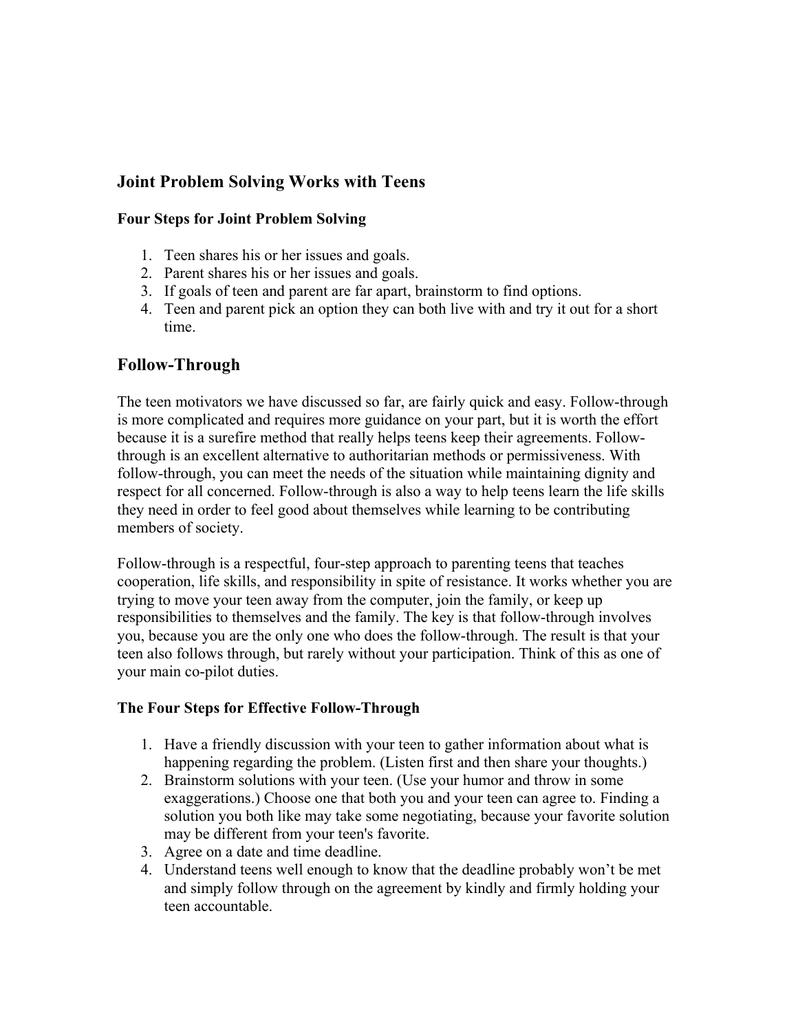## Joint Problem Solving Works with Teens

### Four Steps for Joint Problem Solving

1. Teen shares his or her issues and goals.
2. Parent shares his or her issues and goals.
3. If goals of teen and parent are far apart, brainstorm to find options.
4. Teen and parent pick an option they can both live with and try it out for a short time.

## Follow-Through

The teen motivators we have discussed so far, are fairly quick and easy. Follow-through is more complicated and requires more guidance on your part, but it is worth the effort because it is a surefire method that really helps teens keep their agreements. Follow-through is an excellent alternative to authoritarian methods or permissiveness. With follow-through, you can meet the needs of the situation while maintaining dignity and respect for all concerned. Follow-through is also a way to help teens learn the life skills they need in order to feel good about themselves while learning to be contributing members of society.

Follow-through is a respectful, four-step approach to parenting teens that teaches cooperation, life skills, and responsibility in spite of resistance. It works whether you are trying to move your teen away from the computer, join the family, or keep up responsibilities to themselves and the family. The key is that follow-through involves you, because you are the only one who does the follow-through. The result is that your teen also follows through, but rarely without your participation. Think of this as one of your main co-pilot duties.

### The Four Steps for Effective Follow-Through

1. Have a friendly discussion with your teen to gather information about what is happening regarding the problem. (Listen first and then share your thoughts.)
2. Brainstorm solutions with your teen. (Use your humor and throw in some exaggerations.) Choose one that both you and your teen can agree to. Finding a solution you both like may take some negotiating, because your favorite solution may be different from your teen's favorite.
3. Agree on a date and time deadline.
4. Understand teens well enough to know that the deadline probably won't be met and simply follow through on the agreement by kindly and firmly holding your teen accountable.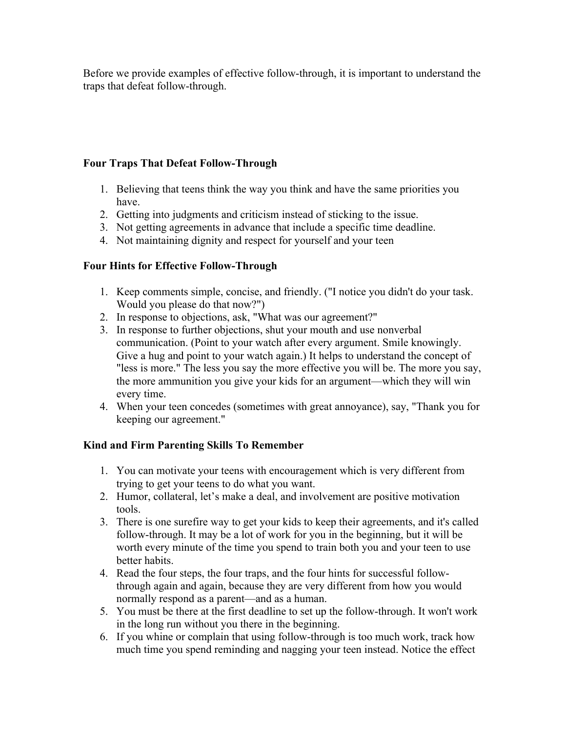Before we provide examples of effective follow-through, it is important to understand the traps that defeat follow-through.

### Four Traps That Defeat Follow-Through

1. Believing that teens think the way you think and have the same priorities you have.
2. Getting into judgments and criticism instead of sticking to the issue.
3. Not getting agreements in advance that include a specific time deadline.
4. Not maintaining dignity and respect for yourself and your teen

### Four Hints for Effective Follow-Through

1. Keep comments simple, concise, and friendly. ("I notice you didn't do your task. Would you please do that now?")
2. In response to objections, ask, "What was our agreement?"
3. In response to further objections, shut your mouth and use nonverbal communication. (Point to your watch after every argument. Smile knowingly. Give a hug and point to your watch again.) It helps to understand the concept of "less is more." The less you say the more effective you will be. The more you say, the more ammunition you give your kids for an argument—which they will win every time.
4. When your teen concedes (sometimes with great annoyance), say, "Thank you for keeping our agreement."

### Kind and Firm Parenting Skills To Remember

1. You can motivate your teens with encouragement which is very different from trying to get your teens to do what you want.
2. Humor, collateral, let's make a deal, and involvement are positive motivation tools.
3. There is one surefire way to get your kids to keep their agreements, and it's called follow-through. It may be a lot of work for you in the beginning, but it will be worth every minute of the time you spend to train both you and your teen to use better habits.
4. Read the four steps, the four traps, and the four hints for successful follow-through again and again, because they are very different from how you would normally respond as a parent—and as a human.
5. You must be there at the first deadline to set up the follow-through. It won't work in the long run without you there in the beginning.
6. If you whine or complain that using follow-through is too much work, track how much time you spend reminding and nagging your teen instead. Notice the effect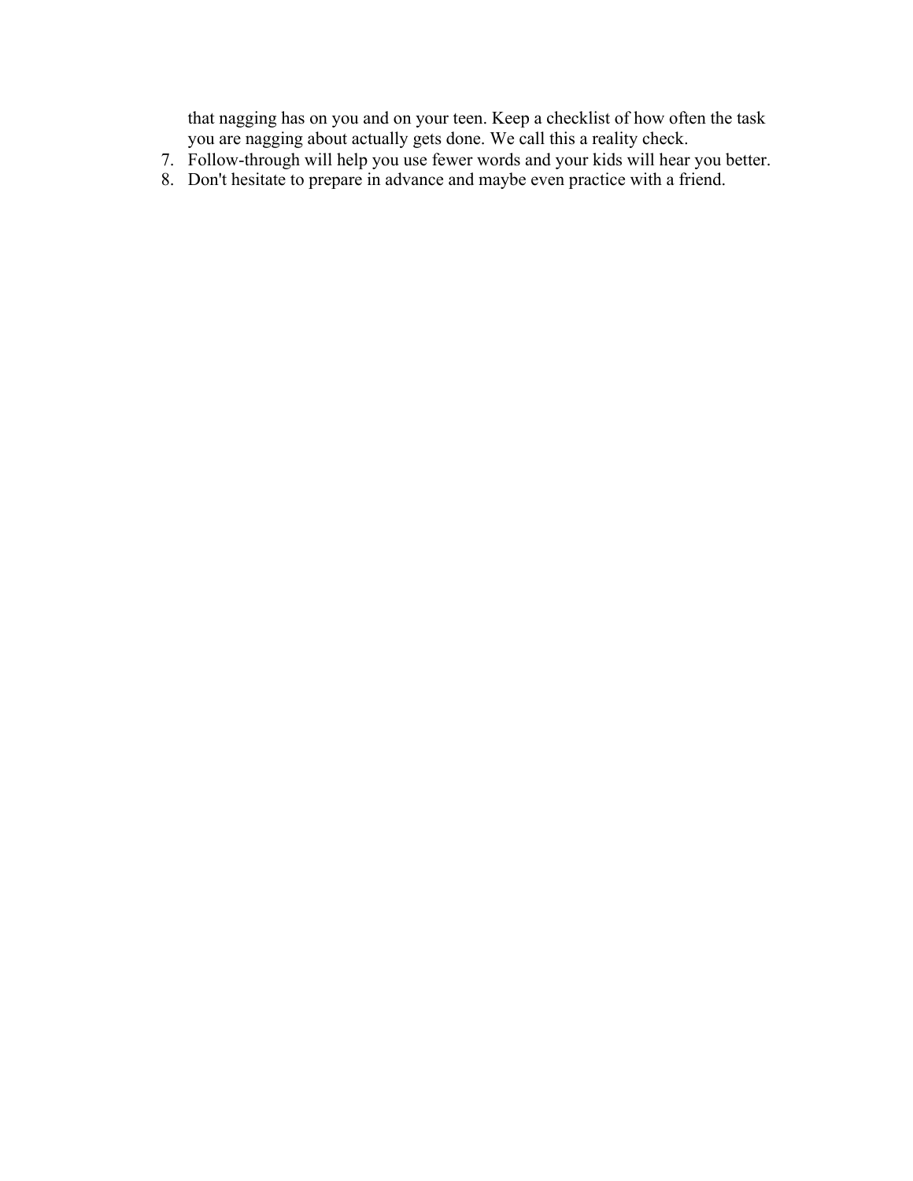that nagging has on you and on your teen. Keep a checklist of how often the task you are nagging about actually gets done. We call this a reality check.

7. Follow-through will help you use fewer words and your kids will hear you better.
8. Don't hesitate to prepare in advance and maybe even practice with a friend.